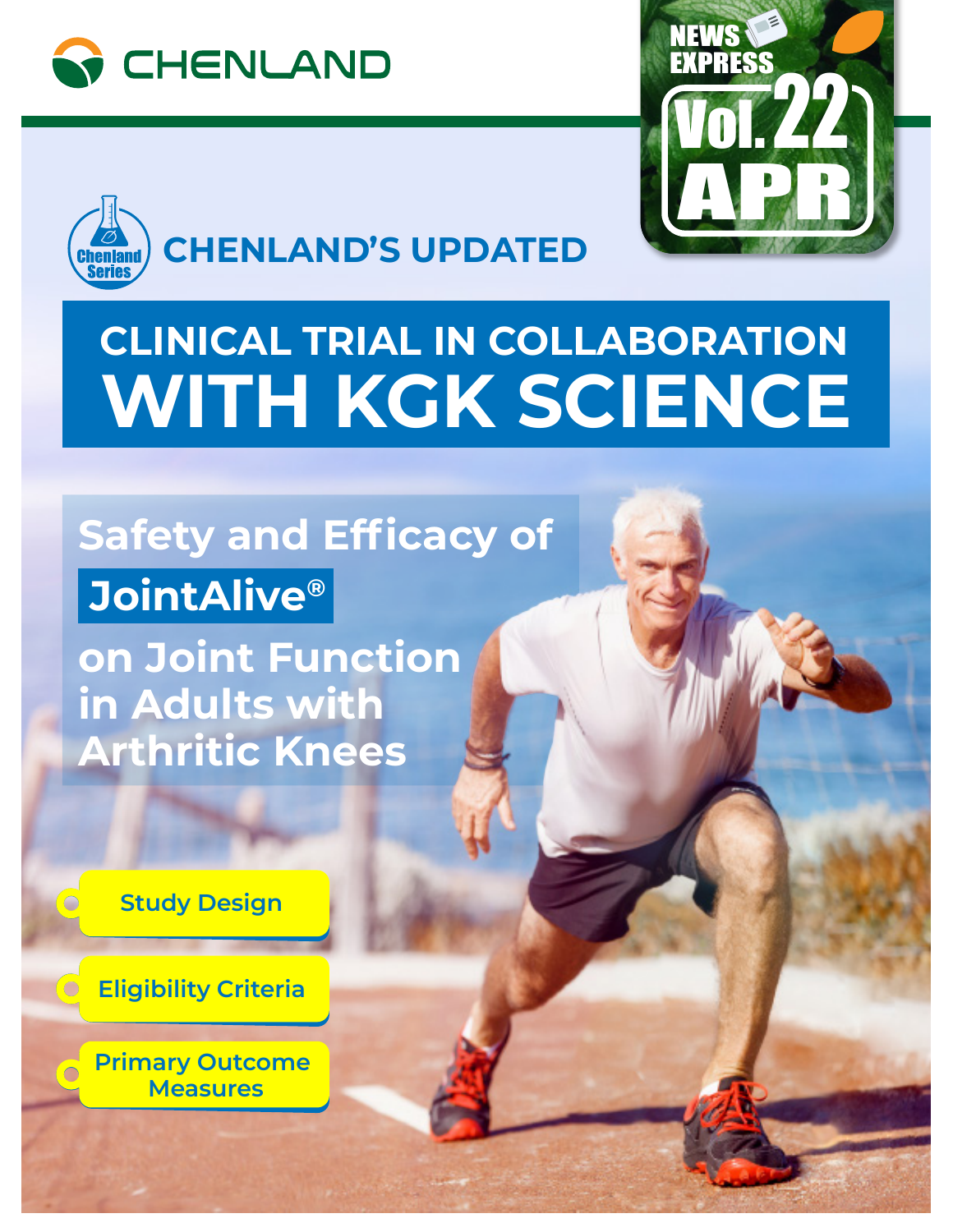CHENLAND

NEWS EXPRESS

Vol.22 APR

Chenland Series

CHENLAND'S UPDATED

# CLINICAL TRIAL IN COLLABORATION WITH KGK SCIENCE

## Safety and Efficacy of JointAlive® on Joint Function in Adults with Arthritic Knees

- Study Design
- Eligibility Criteria
- Primary Outcome Measures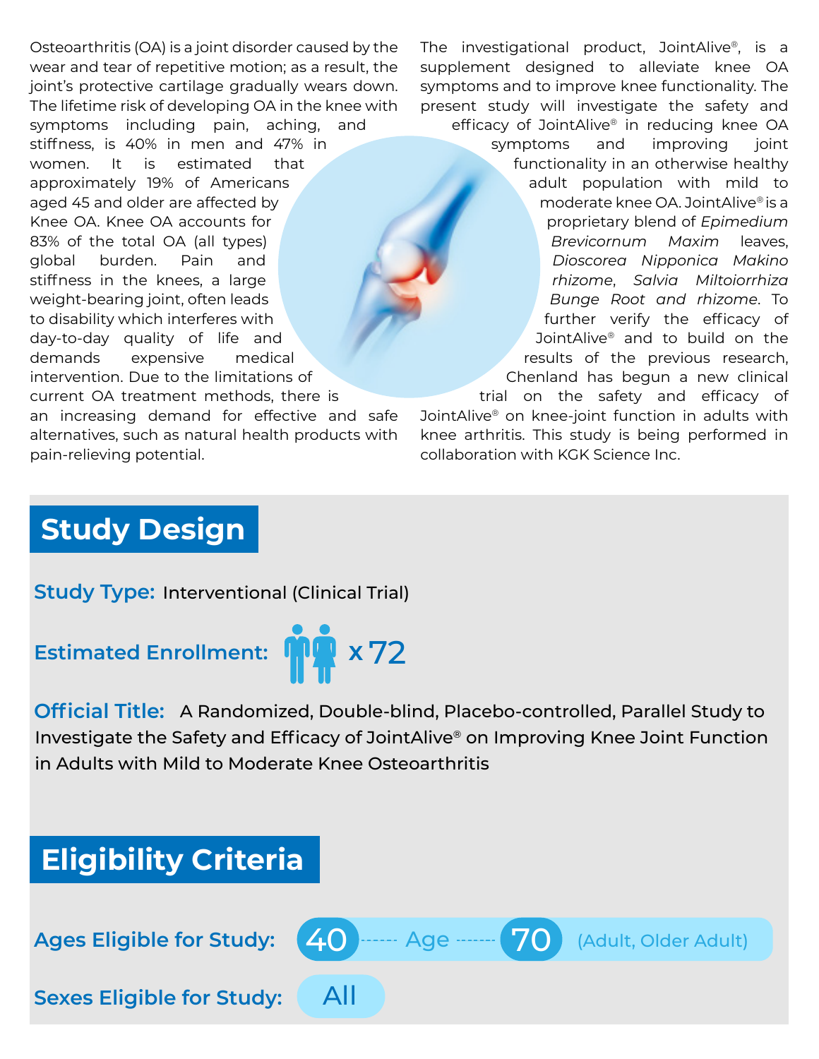Osteoarthritis (OA) is a joint disorder caused by the wear and tear of repetitive motion; as a result, the joint's protective cartilage gradually wears down. The lifetime risk of developing OA in the knee with symptoms including pain, aching, and stiffness, is 40% in men and 47% in women. It is estimated that approximately 19% of Americans aged 45 and older are affected by Knee OA. Knee OA accounts for 83% of the total OA (all types) global burden. Pain and stiffness in the knees, a large weight-bearing joint, often leads to disability which interferes with day-to-day quality of life and demands expensive medical intervention. Due to the limitations of current OA treatment methods, there is an increasing demand for effective and safe alternatives, such as natural health products with pain-relieving potential.

The investigational product, JointAlive®, is a supplement designed to alleviate knee OA symptoms and to improve knee functionality. The present study will investigate the safety and efficacy of JointAlive® in reducing knee OA symptoms and improving joint functionality in an otherwise healthy adult population with mild to moderate knee OA. JointAlive® is a proprietary blend of *Epimedium Brevicornum Maxim* leaves, *Dioscorea Nipponica Makino rhizome*, *Salvia Miltoiorrhiza Bunge Root and rhizome*. To further verify the efficacy of JointAlive® and to build on the results of the previous research, Chenland has begun a new clinical trial on the safety and efficacy of JointAlive® on knee-joint function in adults with knee arthritis. This study is being performed in collaboration with KGK Science Inc.

## Study Design

**Study Type:** Interventional (Clinical Trial)

**Estimated Enrollment:** x 72

**Official Title:** A Randomized, Double-blind, Placebo-controlled, Parallel Study to Investigate the Safety and Efficacy of JointAlive® on Improving Knee Joint Function in Adults with Mild to Moderate Knee Osteoarthritis

## Eligibility Criteria

**Ages Eligible for Study:** 40 – Age – 70 (Adult, Older Adult)

**Sexes Eligible for Study:** All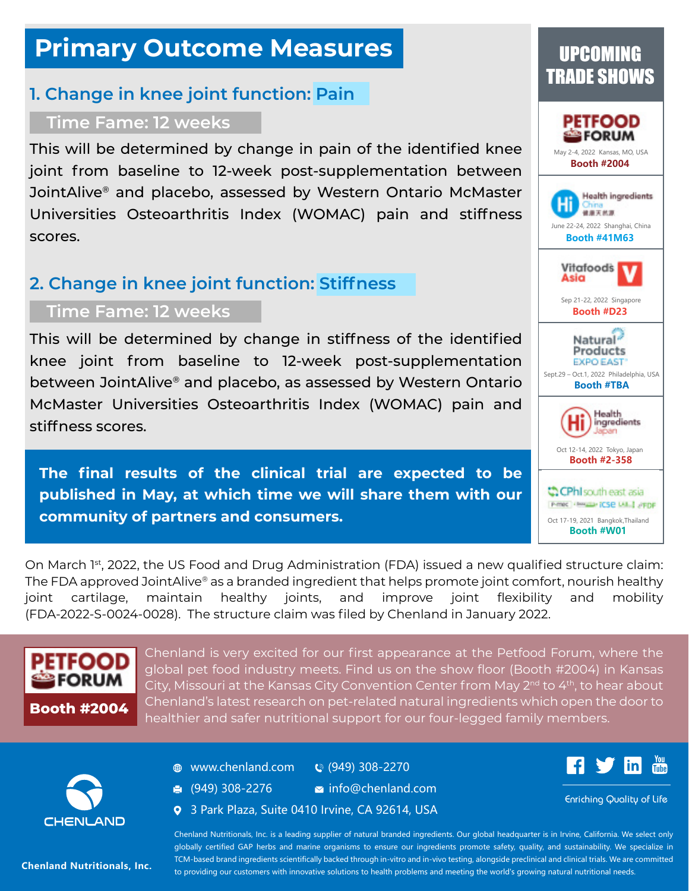# Primary Outcome Measures

## 1. Change in knee joint function: Pain

**Time Fame: 12 weeks**

This will be determined by change in pain of the identified knee joint from baseline to 12-week post-supplementation between JointAlive® and placebo, assessed by Western Ontario McMaster Universities Osteoarthritis Index (WOMAC) pain and stiffness scores.

## 2. Change in knee joint function: Stiffness

**Time Fame: 12 weeks**

This will be determined by change in stiffness of the identified knee joint from baseline to 12-week post-supplementation between JointAlive® and placebo, as assessed by Western Ontario McMaster Universities Osteoarthritis Index (WOMAC) pain and stiffness scores.

**The final results of the clinical trial are expected to be published in May, at which time we will share them with our community of partners and consumers.**

## UPCOMING TRADE SHOWS

**PETFOOD FORUM**
May 2-4, 2022 Kansas, MO, USA
**Booth #2004**

**Health ingredients China**
June 22-24, 2022 Shanghai, China
**Booth #41M63**

**Vitafoods Asia**
Sep 21-22, 2022 Singapore
**Booth #D23**

**Natural Products EXPO EAST**
Sept.29 – Oct.1, 2022 Philadelphia, USA
**Booth #TBA**

**Health ingredients Japan**
Oct 12-14, 2022 Tokyo, Japan
**Booth #2-358**

**CPhI south east asia**
Oct 17-19, 2021 Bangkok,Thailand
**Booth #W01**

On March 1st, 2022, the US Food and Drug Administration (FDA) issued a new qualified structure claim: The FDA approved JointAlive® as a branded ingredient that helps promote joint comfort, nourish healthy joint cartilage, maintain healthy joints, and improve joint flexibility and mobility (FDA-2022-S-0024-0028). The structure claim was filed by Chenland in January 2022.

**PETFOOD FORUM**
**Booth #2004**

Chenland is very excited for our first appearance at the Petfood Forum, where the global pet food industry meets. Find us on the show floor (Booth #2004) in Kansas City, Missouri at the Kansas City Convention Center from May 2nd to 4th, to hear about Chenland's latest research on pet-related natural ingredients which open the door to healthier and safer nutritional support for our four-legged family members.

CHENLAND

**Chenland Nutritionals, Inc.**

- www.chenland.com
- (949) 308-2270
- (949) 308-2276
- info@chenland.com
- 3 Park Plaza, Suite 0410 Irvine, CA 92614, USA

Enriching Quality of Life

Chenland Nutritionals, Inc. is a leading supplier of natural branded ingredients. Our global headquarter is in Irvine, California. We select only globally certified GAP herbs and marine organisms to ensure our ingredients promote safety, quality, and sustainability. We specialize in TCM-based brand ingredients scientifically backed through in-vitro and in-vivo testing, alongside preclinical and clinical trials. We are committed to providing our customers with innovative solutions to health problems and meeting the world's growing natural nutritional needs.